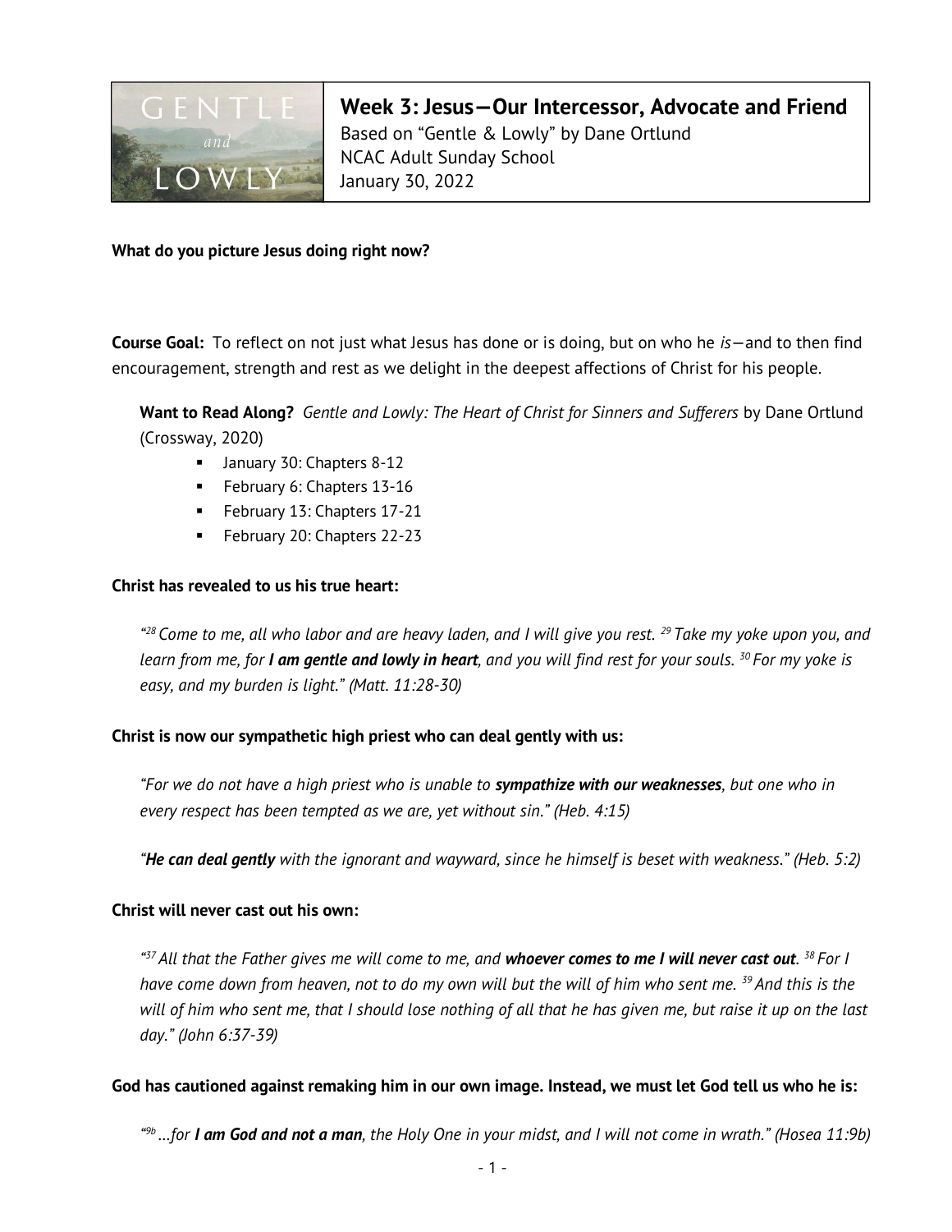# Week 3: Jesus—Our Intercessor, Advocate and Friend

Based on "Gentle & Lowly" by Dane Ortlund
NCAC Adult Sunday School
January 30, 2022

**What do you picture Jesus doing right now?**

**Course Goal:** To reflect on not just what Jesus has done or is doing, but on who he *is*—and to then find encouragement, strength and rest as we delight in the deepest affections of Christ for his people.

**Want to Read Along?** *Gentle and Lowly: The Heart of Christ for Sinners and Sufferers* by Dane Ortlund (Crossway, 2020)

- January 30: Chapters 8-12
- February 6: Chapters 13-16
- February 13: Chapters 17-21
- February 20: Chapters 22-23

**Christ has revealed to us his true heart:**

*"[28] Come to me, all who labor and are heavy laden, and I will give you rest. [29] Take my yoke upon you, and learn from me, for **I am gentle and lowly in heart**, and you will find rest for your souls. [30] For my yoke is easy, and my burden is light." (Matt. 11:28-30)*

**Christ is now our sympathetic high priest who can deal gently with us:**

*"For we do not have a high priest who is unable to **sympathize with our weaknesses**, but one who in every respect has been tempted as we are, yet without sin." (Heb. 4:15)*

*"**He can deal gently** with the ignorant and wayward, since he himself is beset with weakness." (Heb. 5:2)*

**Christ will never cast out his own:**

*"[37] All that the Father gives me will come to me, and **whoever comes to me I will never cast out**. [38] For I have come down from heaven, not to do my own will but the will of him who sent me. [39] And this is the will of him who sent me, that I should lose nothing of all that he has given me, but raise it up on the last day." (John 6:37-39)*

**God has cautioned against remaking him in our own image. Instead, we must let God tell us who he is:**

*"[9b] …for **I am God and not a man**, the Holy One in your midst, and I will not come in wrath." (Hosea 11:9b)*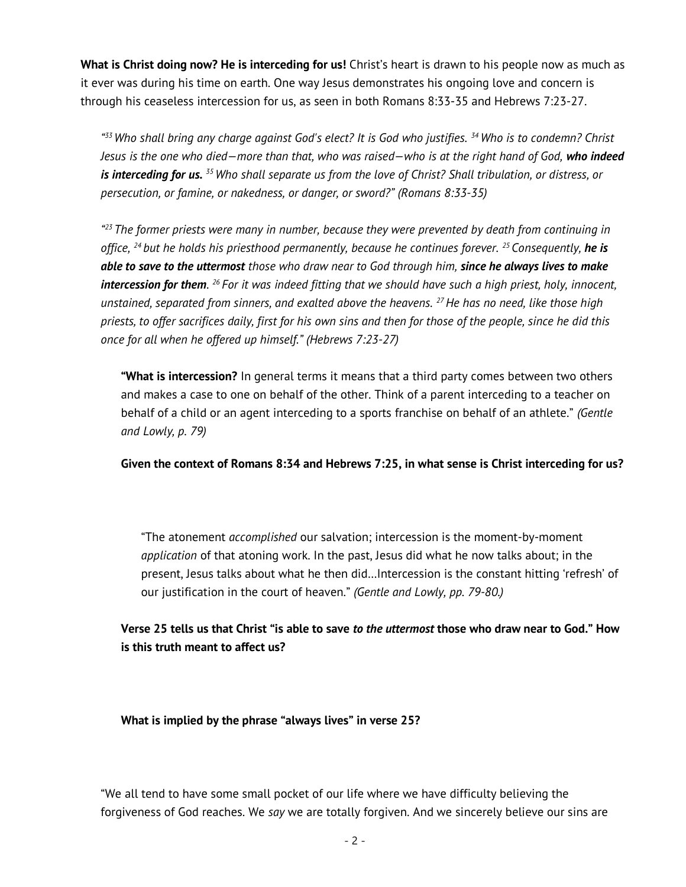**What is Christ doing now? He is interceding for us!** Christ's heart is drawn to his people now as much as it ever was during his time on earth. One way Jesus demonstrates his ongoing love and concern is through his ceaseless intercession for us, as seen in both Romans 8:33-35 and Hebrews 7:23-27.

> *"[33] Who shall bring any charge against God's elect? It is God who justifies. [34] Who is to condemn? Christ Jesus is the one who died—more than that, who was raised—who is at the right hand of God,* ***who indeed is interceding for us.*** *[35] Who shall separate us from the love of Christ? Shall tribulation, or distress, or persecution, or famine, or nakedness, or danger, or sword?" (Romans 8:33-35)*
>
> *"[23] The former priests were many in number, because they were prevented by death from continuing in office, [24] but he holds his priesthood permanently, because he continues forever. [25] Consequently,* ***he is able to save to the uttermost*** *those who draw near to God through him,* ***since he always lives to make intercession for them****. [26] For it was indeed fitting that we should have such a high priest, holy, innocent, unstained, separated from sinners, and exalted above the heavens. [27] He has no need, like those high priests, to offer sacrifices daily, first for his own sins and then for those of the people, since he did this once for all when he offered up himself." (Hebrews 7:23-27)*

> **"What is intercession?** In general terms it means that a third party comes between two others and makes a case to one on behalf of the other. Think of a parent interceding to a teacher on behalf of a child or an agent interceding to a sports franchise on behalf of an athlete." *(Gentle and Lowly, p. 79)*

**Given the context of Romans 8:34 and Hebrews 7:25, in what sense is Christ interceding for us?**

> "The atonement *accomplished* our salvation; intercession is the moment-by-moment *application* of that atoning work. In the past, Jesus did what he now talks about; in the present, Jesus talks about what he then did…Intercession is the constant hitting 'refresh' of our justification in the court of heaven." *(Gentle and Lowly, pp. 79-80.)*

**Verse 25 tells us that Christ "is able to save *to the uttermost* those who draw near to God." How is this truth meant to affect us?**

**What is implied by the phrase "always lives" in verse 25?**

"We all tend to have some small pocket of our life where we have difficulty believing the forgiveness of God reaches. We *say* we are totally forgiven. And we sincerely believe our sins are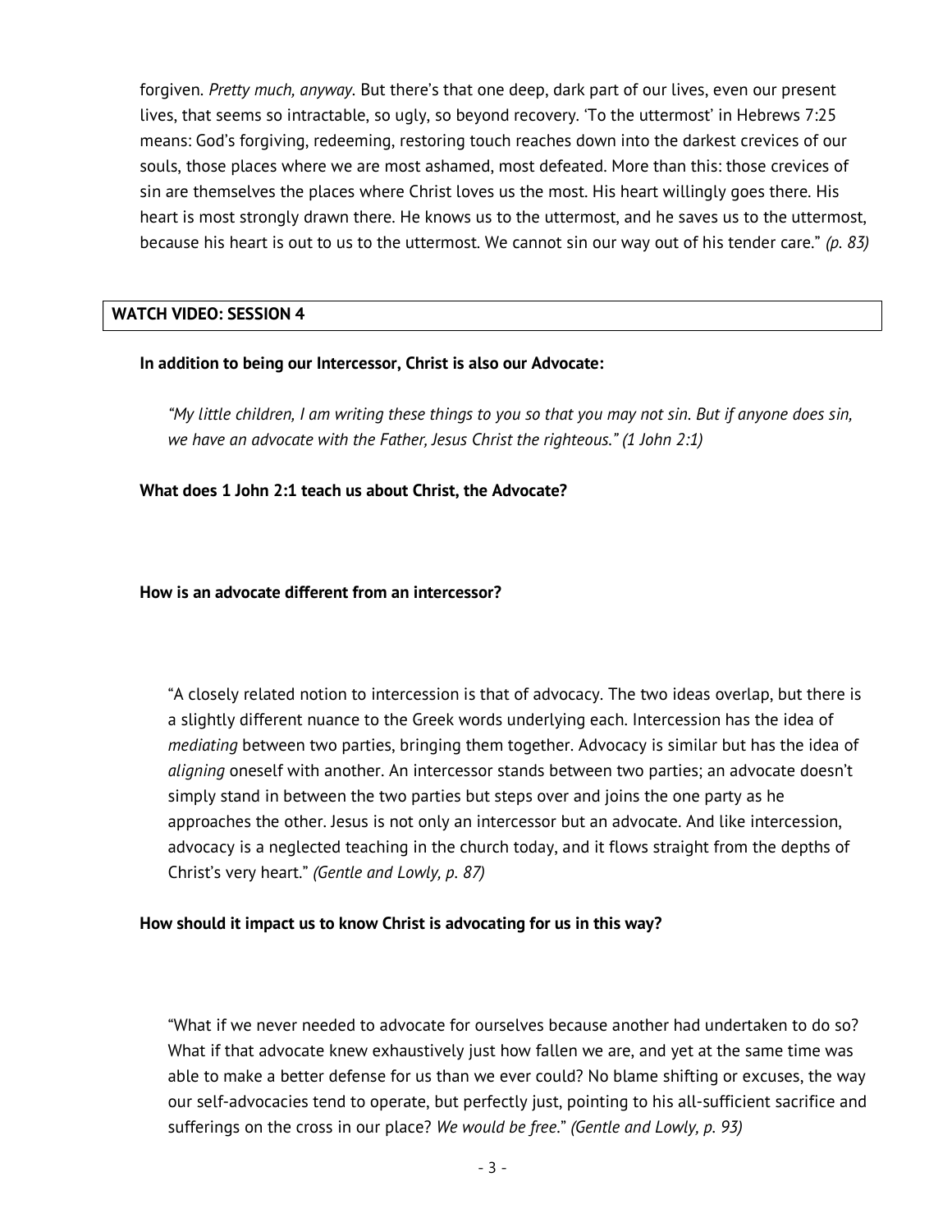forgiven. *Pretty much, anyway*. But there's that one deep, dark part of our lives, even our present lives, that seems so intractable, so ugly, so beyond recovery. 'To the uttermost' in Hebrews 7:25 means: God's forgiving, redeeming, restoring touch reaches down into the darkest crevices of our souls, those places where we are most ashamed, most defeated. More than this: those crevices of sin are themselves the places where Christ loves us the most. His heart willingly goes there. His heart is most strongly drawn there. He knows us to the uttermost, and he saves us to the uttermost, because his heart is out to us to the uttermost. We cannot sin our way out of his tender care." *(p. 83)*

## WATCH VIDEO: SESSION 4

**In addition to being our Intercessor, Christ is also our Advocate:**

> *"My little children, I am writing these things to you so that you may not sin. But if anyone does sin, we have an advocate with the Father, Jesus Christ the righteous." (1 John 2:1)*

**What does 1 John 2:1 teach us about Christ, the Advocate?**

**How is an advocate different from an intercessor?**

> "A closely related notion to intercession is that of advocacy. The two ideas overlap, but there is a slightly different nuance to the Greek words underlying each. Intercession has the idea of *mediating* between two parties, bringing them together. Advocacy is similar but has the idea of *aligning* oneself with another. An intercessor stands between two parties; an advocate doesn't simply stand in between the two parties but steps over and joins the one party as he approaches the other. Jesus is not only an intercessor but an advocate. And like intercession, advocacy is a neglected teaching in the church today, and it flows straight from the depths of Christ's very heart." *(Gentle and Lowly, p. 87)*

**How should it impact us to know Christ is advocating for us in this way?**

> "What if we never needed to advocate for ourselves because another had undertaken to do so? What if that advocate knew exhaustively just how fallen we are, and yet at the same time was able to make a better defense for us than we ever could? No blame shifting or excuses, the way our self-advocacies tend to operate, but perfectly just, pointing to his all-sufficient sacrifice and sufferings on the cross in our place? *We would be free*." *(Gentle and Lowly, p. 93)*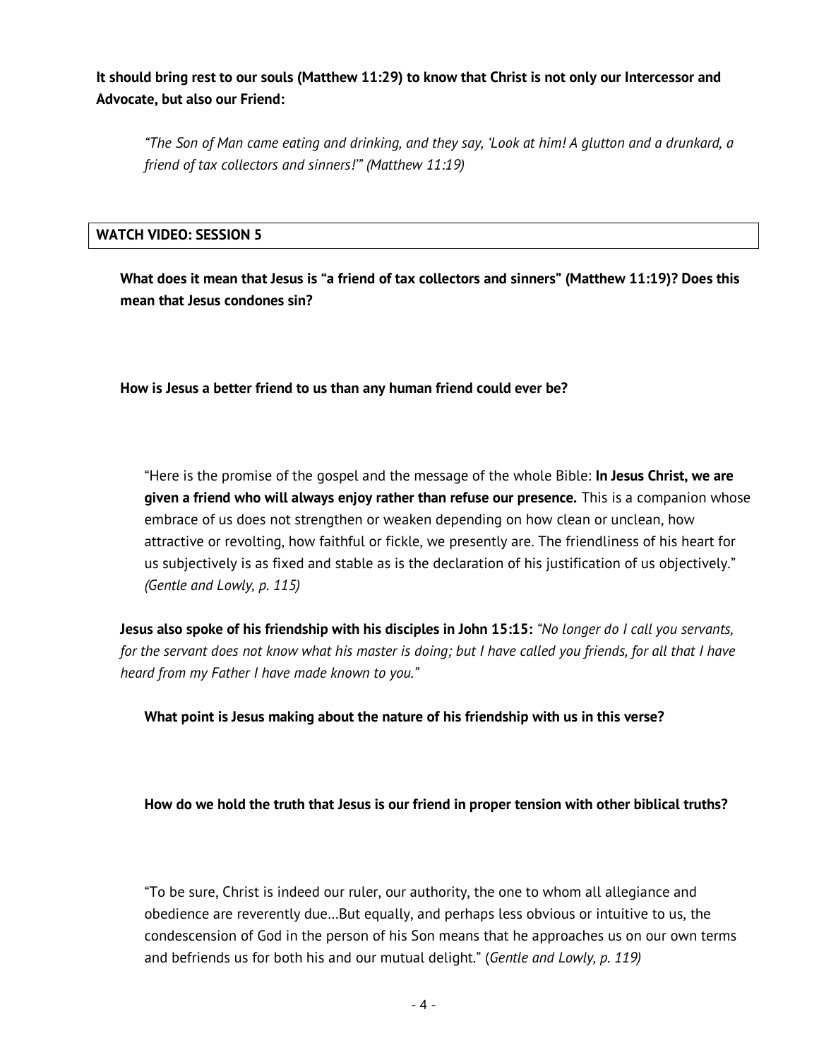**It should bring rest to our souls (Matthew 11:29) to know that Christ is not only our Intercessor and Advocate, but also our Friend:**

> *"The Son of Man came eating and drinking, and they say, 'Look at him! A glutton and a drunkard, a friend of tax collectors and sinners!'" (Matthew 11:19)*

| WATCH VIDEO: SESSION 5 |
| --- |

**What does it mean that Jesus is "a friend of tax collectors and sinners" (Matthew 11:19)? Does this mean that Jesus condones sin?**

**How is Jesus a better friend to us than any human friend could ever be?**

> "Here is the promise of the gospel and the message of the whole Bible: **In Jesus Christ, we are given a friend who will always enjoy rather than refuse our presence.** This is a companion whose embrace of us does not strengthen or weaken depending on how clean or unclean, how attractive or revolting, how faithful or fickle, we presently are. The friendliness of his heart for us subjectively is as fixed and stable as is the declaration of his justification of us objectively." *(Gentle and Lowly, p. 115)*

**Jesus also spoke of his friendship with his disciples in John 15:15:** *"No longer do I call you servants, for the servant does not know what his master is doing; but I have called you friends, for all that I have heard from my Father I have made known to you."*

**What point is Jesus making about the nature of his friendship with us in this verse?**

**How do we hold the truth that Jesus is our friend in proper tension with other biblical truths?**

> "To be sure, Christ is indeed our ruler, our authority, the one to whom all allegiance and obedience are reverently due…But equally, and perhaps less obvious or intuitive to us, the condescension of God in the person of his Son means that he approaches us on our own terms and befriends us for both his and our mutual delight." (*Gentle and Lowly, p. 119)*